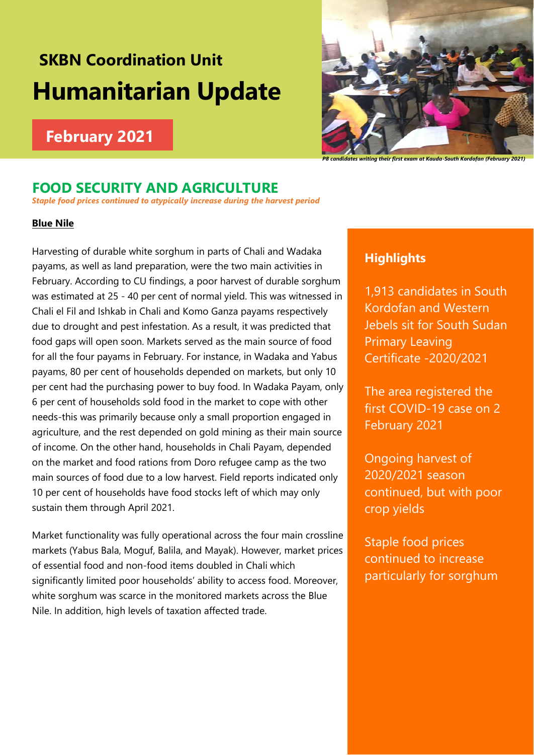## SKBN Coordination Unit

# Humanitarian Update

**February 2021**

*P8 candidates writing their first exam at Kauda-South Kordofan (February 2021)*

## FOOD SECURITY AND AGRICULTURE

*Staple food prices continued to atypically increase during the harvest period*

### Highlights

1,913 candidates in South Kordofan and Western Jebels sit for South Sudan Primary Leaving Certificate -2020/2021

The area registered the first COVID-19 case on 2 February 2021

Ongoing harvest of 2020/2021 season continued, but with poor crop yields

Staple food prices continued to increase particularly for sorghum

### Blue Nile

Harvesting of durable white sorghum in parts of Chali and Wadaka payams, as well as land preparation, were the two main activities in February. According to CU findings, a poor harvest of durable sorghum was estimated at 25 - 40 per cent of normal yield. This was witnessed in Chali el Fil and Ishkab in Chali and Komo Ganza payams respectively due to drought and pest infestation. As a result, it was predicted that food gaps will open soon. Markets served as the main source of food for all the four payams in February. For instance, in Wadaka and Yabus payams, 80 per cent of households depended on markets, but only 10 per cent had the purchasing power to buy food. In Wadaka Payam, only 6 per cent of households sold food in the market to cope with other needs-this was primarily because only a small proportion engaged in agriculture, and the rest depended on gold mining as their main source of income. On the other hand, households in Chali Payam, depended on the market and food rations from Doro refugee camp as the two main sources of food due to a low harvest. Field reports indicated only 10 per cent of households have food stocks left of which may only sustain them through April 2021.

Market functionality was fully operational across the four main crossline markets (Yabus Bala, Moguf, Balila, and Mayak). However, market prices of essential food and non-food items doubled in Chali which significantly limited poor households' ability to access food. Moreover, white sorghum was scarce in the monitored markets across the Blue Nile. In addition, high levels of taxation affected trade.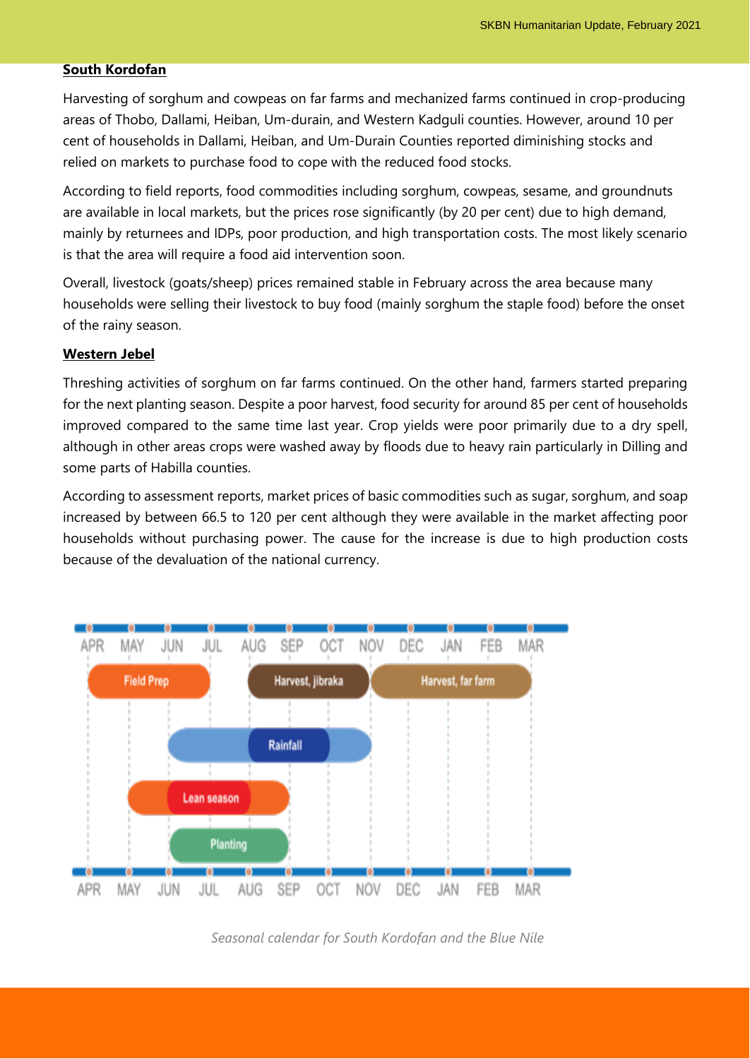**South Kordofan**

Harvesting of sorghum and cowpeas on far farms and mechanized farms continued in crop-producing areas of Thobo, Dallami, Heiban, Um-durain, and Western Kadguli counties. However, around 10 per cent of households in Dallami, Heiban, and Um-Durain Counties reported diminishing stocks and relied on markets to purchase food to cope with the reduced food stocks.

According to field reports, food commodities including sorghum, cowpeas, sesame, and groundnuts are available in local markets, but the prices rose significantly (by 20 per cent) due to high demand, mainly by returnees and IDPs, poor production, and high transportation costs. The most likely scenario is that the area will require a food aid intervention soon.

Overall, livestock (goats/sheep) prices remained stable in February across the area because many households were selling their livestock to buy food (mainly sorghum the staple food) before the onset of the rainy season.

**Western Jebel**

Threshing activities of sorghum on far farms continued. On the other hand, farmers started preparing for the next planting season. Despite a poor harvest, food security for around 85 per cent of households improved compared to the same time last year. Crop yields were poor primarily due to a dry spell, although in other areas crops were washed away by floods due to heavy rain particularly in Dilling and some parts of Habilla counties.

According to assessment reports, market prices of basic commodities such as sugar, sorghum, and soap increased by between 66.5 to 120 per cent although they were available in the market affecting poor households without purchasing power. The cause for the increase is due to high production costs because of the devaluation of the national currency.

*Seasonal calendar for South Kordofan and the Blue Nile*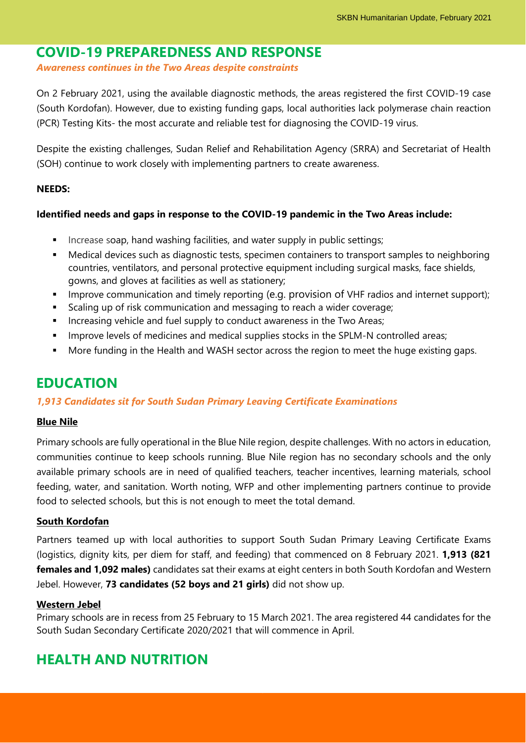## COVID-19 PREPAREDNESS AND RESPONSE

***Awareness continues in the Two Areas despite constraints***

On 2 February 2021, using the available diagnostic methods, the areas registered the first COVID-19 case (South Kordofan). However, due to existing funding gaps, local authorities lack polymerase chain reaction (PCR) Testing Kits- the most accurate and reliable test for diagnosing the COVID-19 virus.

Despite the existing challenges, Sudan Relief and Rehabilitation Agency (SRRA) and Secretariat of Health (SOH) continue to work closely with implementing partners to create awareness.

**NEEDS:**

**Identified needs and gaps in response to the COVID-19 pandemic in the Two Areas include:**

- Increase soap, hand washing facilities, and water supply in public settings;
- Medical devices such as diagnostic tests, specimen containers to transport samples to neighboring countries, ventilators, and personal protective equipment including surgical masks, face shields, gowns, and gloves at facilities as well as stationery;
- Improve communication and timely reporting (e.g. provision of VHF radios and internet support);
- Scaling up of risk communication and messaging to reach a wider coverage;
- Increasing vehicle and fuel supply to conduct awareness in the Two Areas;
- Improve levels of medicines and medical supplies stocks in the SPLM-N controlled areas;
- More funding in the Health and WASH sector across the region to meet the huge existing gaps.

## EDUCATION

***1,913 Candidates sit for South Sudan Primary Leaving Certificate Examinations***

**Blue Nile**

Primary schools are fully operational in the Blue Nile region, despite challenges. With no actors in education, communities continue to keep schools running. Blue Nile region has no secondary schools and the only available primary schools are in need of qualified teachers, teacher incentives, learning materials, school feeding, water, and sanitation. Worth noting, WFP and other implementing partners continue to provide food to selected schools, but this is not enough to meet the total demand.

**South Kordofan**

Partners teamed up with local authorities to support South Sudan Primary Leaving Certificate Exams (logistics, dignity kits, per diem for staff, and feeding) that commenced on 8 February 2021. **1,913 (821 females and 1,092 males)** candidates sat their exams at eight centers in both South Kordofan and Western Jebel. However, **73 candidates (52 boys and 21 girls)** did not show up.

**Western Jebel**

Primary schools are in recess from 25 February to 15 March 2021. The area registered 44 candidates for the South Sudan Secondary Certificate 2020/2021 that will commence in April.

## HEALTH AND NUTRITION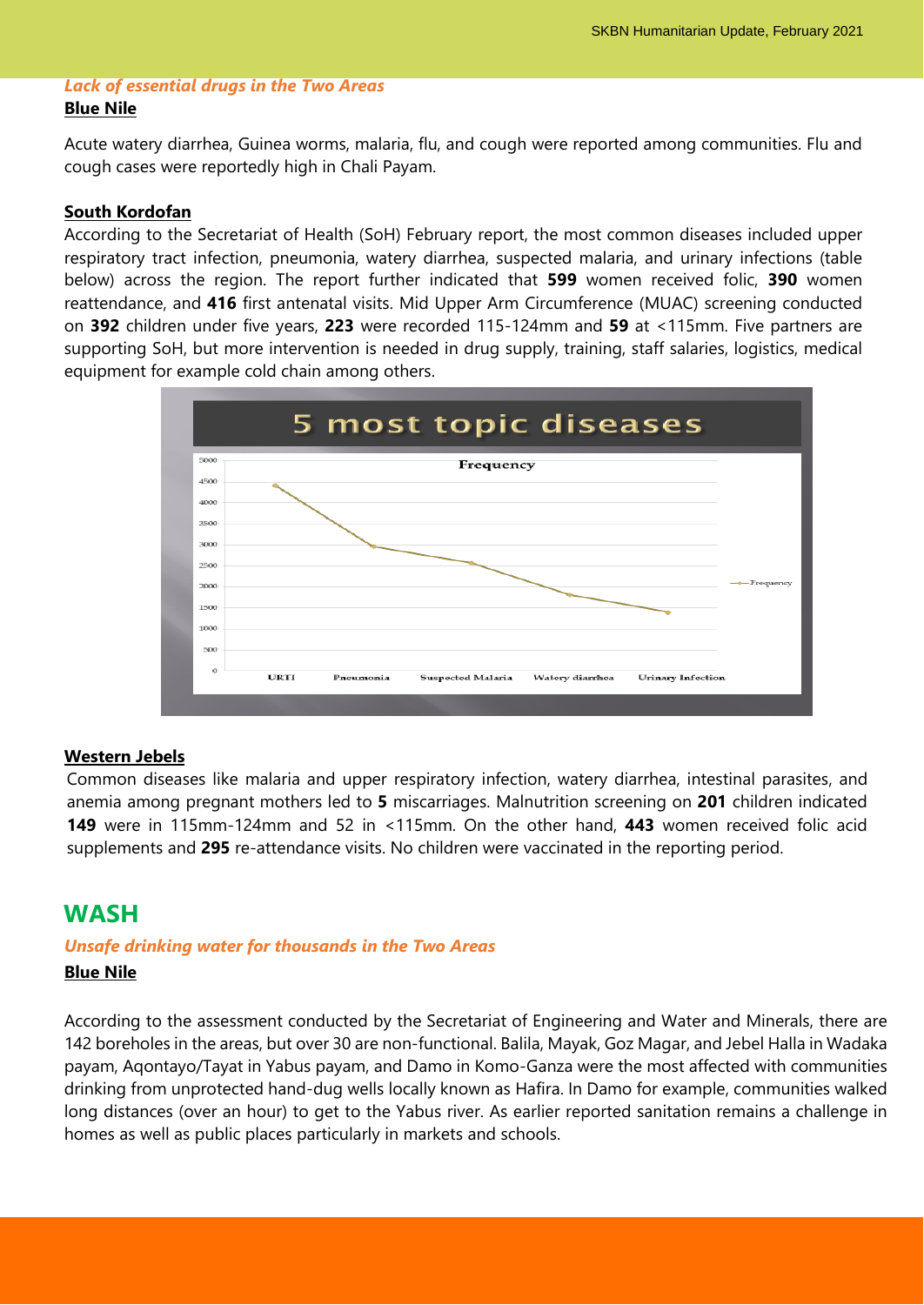*Lack of essential drugs in the Two Areas*

**Blue Nile**

Acute watery diarrhea, Guinea worms, malaria, flu, and cough were reported among communities. Flu and cough cases were reportedly high in Chali Payam.

**South Kordofan**

According to the Secretariat of Health (SoH) February report, the most common diseases included upper respiratory tract infection, pneumonia, watery diarrhea, suspected malaria, and urinary infections (table below) across the region. The report further indicated that **599** women received folic, **390** women reattendance, and **416** first antenatal visits. Mid Upper Arm Circumference (MUAC) screening conducted on **392** children under five years, **223** were recorded 115-124mm and **59** at <115mm. Five partners are supporting SoH, but more intervention is needed in drug supply, training, staff salaries, logistics, medical equipment for example cold chain among others.

5 most topic diseases

**Western Jebels**

Common diseases like malaria and upper respiratory infection, watery diarrhea, intestinal parasites, and anemia among pregnant mothers led to **5** miscarriages. Malnutrition screening on **201** children indicated **149** were in 115mm-124mm and 52 in <115mm. On the other hand, **443** women received folic acid supplements and **295** re-attendance visits. No children were vaccinated in the reporting period.

## WASH

*Unsafe drinking water for thousands in the Two Areas*

**Blue Nile**

According to the assessment conducted by the Secretariat of Engineering and Water and Minerals, there are 142 boreholes in the areas, but over 30 are non-functional. Balila, Mayak, Goz Magar, and Jebel Halla in Wadaka payam, Aqontayo/Tayat in Yabus payam, and Damo in Komo-Ganza were the most affected with communities drinking from unprotected hand-dug wells locally known as Hafira. In Damo for example, communities walked long distances (over an hour) to get to the Yabus river. As earlier reported sanitation remains a challenge in homes as well as public places particularly in markets and schools.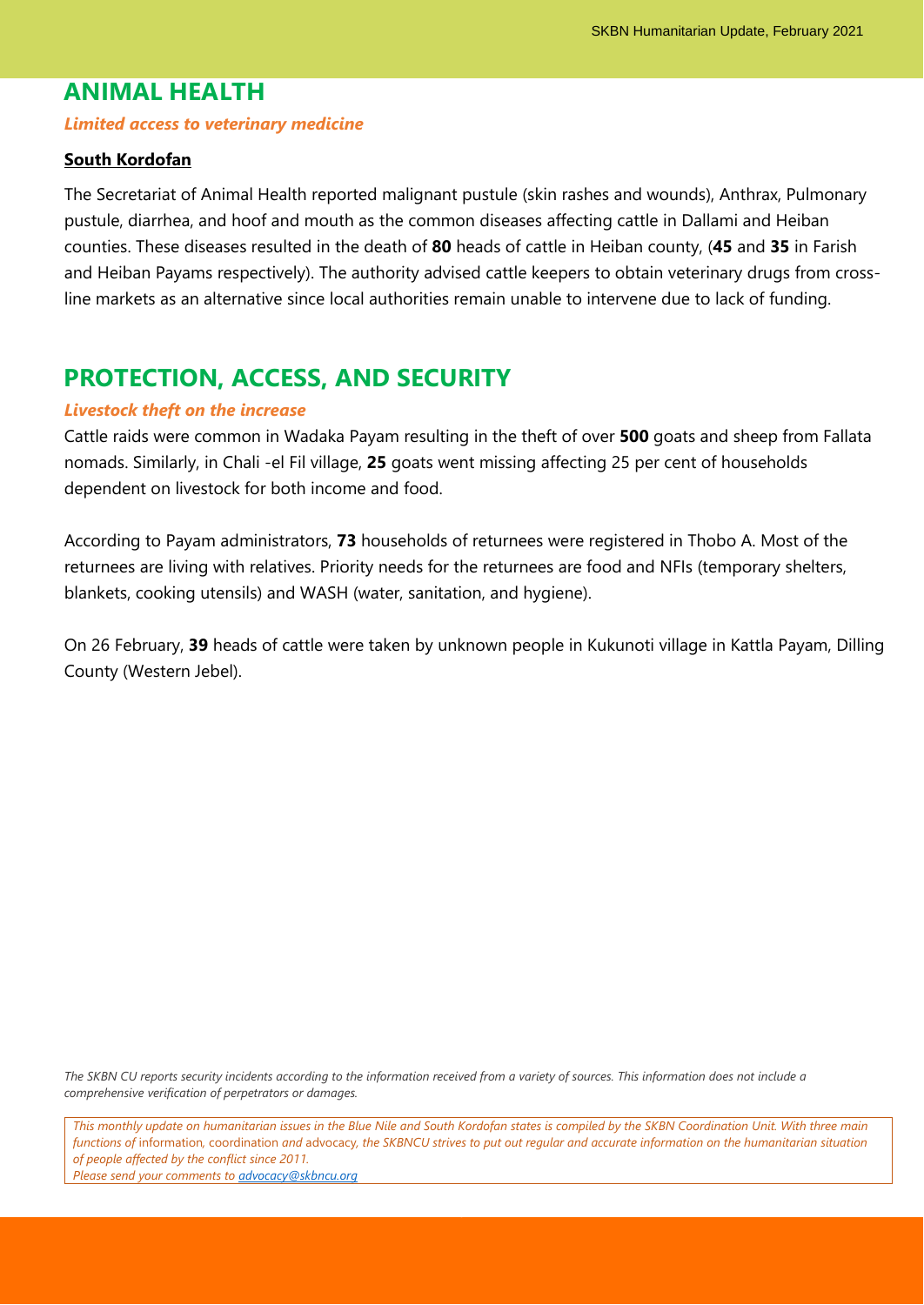## ANIMAL HEALTH

***Limited access to veterinary medicine***

**South Kordofan**

The Secretariat of Animal Health reported malignant pustule (skin rashes and wounds), Anthrax, Pulmonary pustule, diarrhea, and hoof and mouth as the common diseases affecting cattle in Dallami and Heiban counties. These diseases resulted in the death of **80** heads of cattle in Heiban county, (**45** and **35** in Farish and Heiban Payams respectively). The authority advised cattle keepers to obtain veterinary drugs from cross-line markets as an alternative since local authorities remain unable to intervene due to lack of funding.

## PROTECTION, ACCESS, AND SECURITY

***Livestock theft on the increase***

Cattle raids were common in Wadaka Payam resulting in the theft of over **500** goats and sheep from Fallata nomads. Similarly, in Chali -el Fil village, **25** goats went missing affecting 25 per cent of households dependent on livestock for both income and food.

According to Payam administrators, **73** households of returnees were registered in Thobo A. Most of the returnees are living with relatives. Priority needs for the returnees are food and NFIs (temporary shelters, blankets, cooking utensils) and WASH (water, sanitation, and hygiene).

On 26 February, **39** heads of cattle were taken by unknown people in Kukunoti village in Kattla Payam, Dilling County (Western Jebel).

*The SKBN CU reports security incidents according to the information received from a variety of sources. This information does not include a comprehensive verification of perpetrators or damages.*

*This monthly update on humanitarian issues in the Blue Nile and South Kordofan states is compiled by the SKBN Coordination Unit. With three main functions of information, coordination and advocacy, the SKBNCU strives to put out regular and accurate information on the humanitarian situation of people affected by the conflict since 2011.*
*Please send your comments to advocacy@skbncu.org*